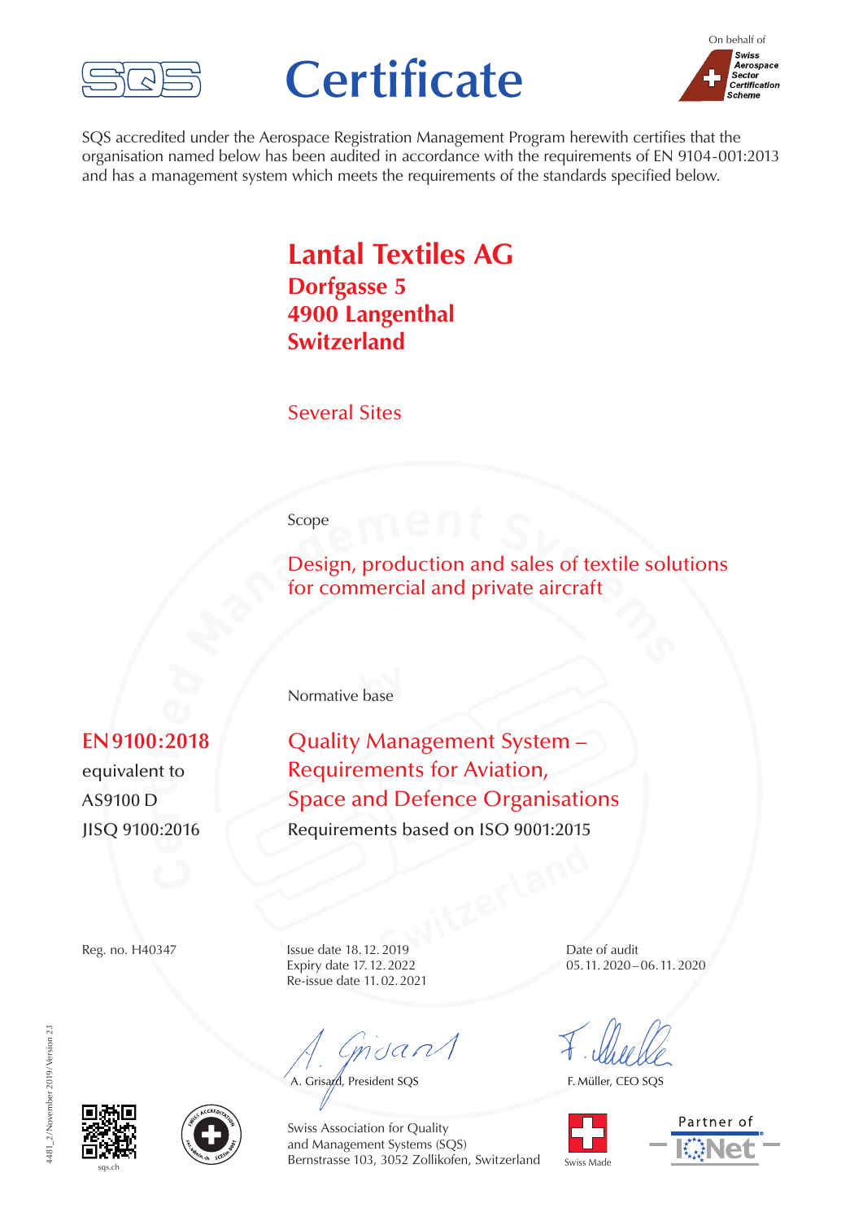# Certificate

On behalf of Swiss Aerospace Sector Certification Scheme

SQS accredited under the Aerospace Registration Management Program herewith certifies that the organisation named below has been audited in accordance with the requirements of EN 9104-001:2013 and has a management system which meets the requirements of the standards specified below.

## Lantal Textiles AG

**Dorfgasse 5**
**4900 Langenthal**
**Switzerland**

Several Sites

Scope

Design, production and sales of textile solutions for commercial and private aircraft

Normative base

**EN 9100:2018**
equivalent to
AS9100 D
JISQ 9100:2016

Quality Management System –
Requirements for Aviation,
Space and Defence Organisations
Requirements based on ISO 9001:2015

Reg. no. H40347

Issue date 18. 12. 2019
Expiry date 17. 12. 2022
Re-issue date 11. 02. 2021

Date of audit
05. 11. 2020 – 06. 11. 2020

A. Grisard, President SQS

F. Müller, CEO SQS

Swiss Association for Quality and Management Systems (SQS)
Bernstrasse 103, 3052 Zollikofen, Switzerland

sqs.ch

Swiss Made

Partner of IQNet

4481_2 / November 2019 / Version 2.1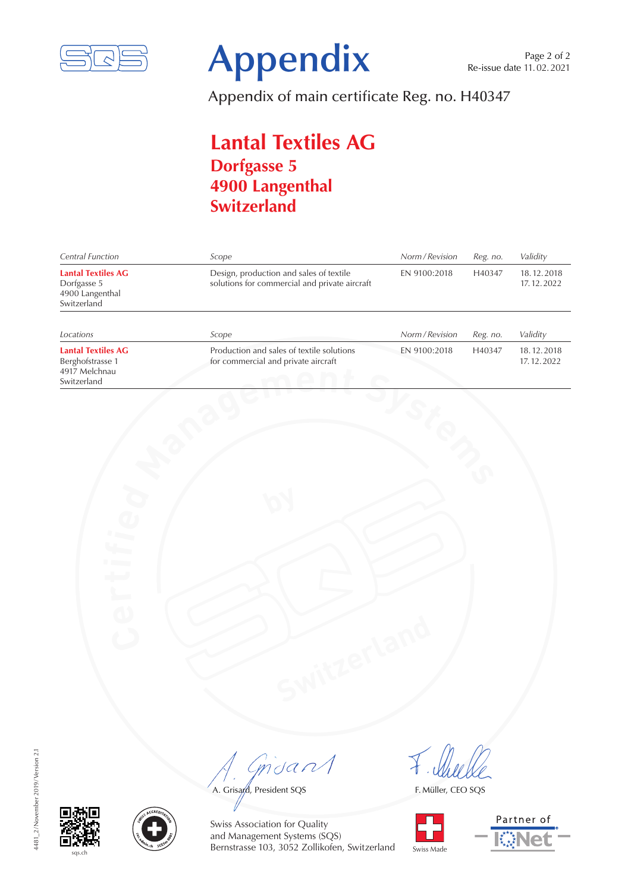# Appendix

Re-issue date 11. 02. 2021

Appendix of main certificate Reg. no. H40347

## Lantal Textiles AG
### Dorfgasse 5
### 4900 Langenthal
### Switzerland

| *Central Function* | *Scope* | *Norm / Revision* | *Reg. no.* | *Validity* |
| --- | --- | --- | --- | --- |
| **Lantal Textiles AG** Dorfgasse 5 4900 Langenthal Switzerland | Design, production and sales of textile solutions for commercial and private aircraft | EN 9100:2018 | H40347 | 18. 12. 2018 17. 12. 2022 |

| *Locations* | *Scope* | *Norm / Revision* | *Reg. no.* | *Validity* |
| --- | --- | --- | --- | --- |
| **Lantal Textiles AG** Berghofstrasse 1 4917 Melchnau Switzerland | Production and sales of textile solutions for commercial and private aircraft | EN 9100:2018 | H40347 | 18. 12. 2018 17. 12. 2022 |

A. Grisard, President SQS

F. Müller, CEO SQS

Swiss Association for Quality and Management Systems (SQS)
Bernstrasse 103, 3052 Zollikofen, Switzerland

sqs.ch

Swiss Made

Partner of IQNet

4481_2 / November 2019 / Version 2.1